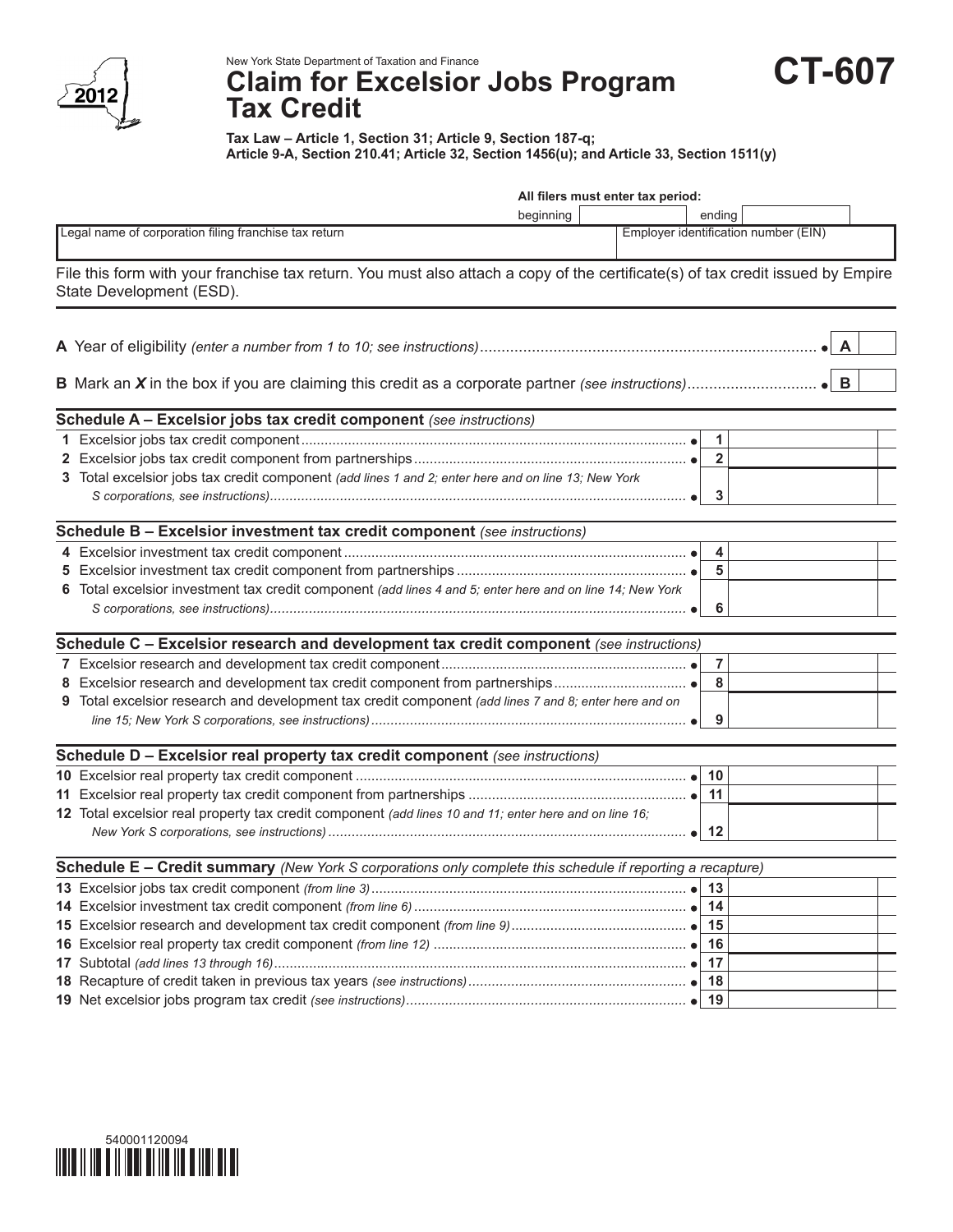New York State Department of Taxation and Finance

# Claim for Excelsior Jobs Program Tax Credit

**CT-607**

2012

**Tax Law – Article 1, Section 31; Article 9, Section 187-q; Article 9-A, Section 210.41; Article 32, Section 1456(u); and Article 33, Section 1511(y)**

**All filers must enter tax period:** beginning ______ ending ______

| Legal name of corporation filing franchise tax return | Employer identification number (EIN) |
|---|---|
| | |

File this form with your franchise tax return. You must also attach a copy of the certificate(s) of tax credit issued by Empire State Development (ESD).

**A** Year of eligibility *(enter a number from 1 to 10; see instructions)* ........ • **A** ______

**B** Mark an ***X*** in the box if you are claiming this credit as a corporate partner *(see instructions)* ........ • **B** ______

## Schedule A – Excelsior jobs tax credit component *(see instructions)*

| | Line | Amount |
|---|---|---|
| **1** Excelsior jobs tax credit component ........ • | **1** | |
| **2** Excelsior jobs tax credit component from partnerships ........ • | **2** | |
| **3** Total excelsior jobs tax credit component *(add lines 1 and 2; enter here and on line 13; New York S corporations, see instructions)* ........ • | **3** | |

## Schedule B – Excelsior investment tax credit component *(see instructions)*

| | Line | Amount |
|---|---|---|
| **4** Excelsior investment tax credit component ........ • | **4** | |
| **5** Excelsior investment tax credit component from partnerships ........ • | **5** | |
| **6** Total excelsior investment tax credit component *(add lines 4 and 5; enter here and on line 14; New York S corporations, see instructions)* ........ • | **6** | |

## Schedule C – Excelsior research and development tax credit component *(see instructions)*

| | Line | Amount |
|---|---|---|
| **7** Excelsior research and development tax credit component ........ • | **7** | |
| **8** Excelsior research and development tax credit component from partnerships ........ • | **8** | |
| **9** Total excelsior research and development tax credit component *(add lines 7 and 8; enter here and on line 15; New York S corporations, see instructions)* ........ • | **9** | |

## Schedule D – Excelsior real property tax credit component *(see instructions)*

| | Line | Amount |
|---|---|---|
| **10** Excelsior real property tax credit component ........ • | **10** | |
| **11** Excelsior real property tax credit component from partnerships ........ • | **11** | |
| **12** Total excelsior real property tax credit component *(add lines 10 and 11; enter here and on line 16; New York S corporations, see instructions)* ........ • | **12** | |

## Schedule E – Credit summary *(New York S corporations only complete this schedule if reporting a recapture)*

| | Line | Amount |
|---|---|---|
| **13** Excelsior jobs tax credit component *(from line 3)* ........ • | **13** | |
| **14** Excelsior investment tax credit component *(from line 6)* ........ • | **14** | |
| **15** Excelsior research and development tax credit component *(from line 9)* ........ • | **15** | |
| **16** Excelsior real property tax credit component *(from line 12)* ........ • | **16** | |
| **17** Subtotal *(add lines 13 through 16)* ........ • | **17** | |
| **18** Recapture of credit taken in previous tax years *(see instructions)* ........ • | **18** | |
| **19** Net excelsior jobs program tax credit *(see instructions)* ........ • | **19** | |

540001120094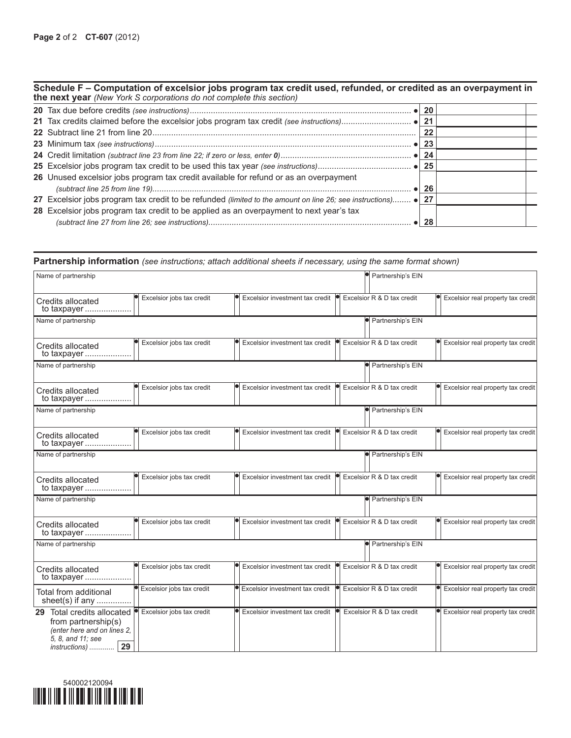## Schedule F – Computation of excelsior jobs program tax credit used, refunded, or credited as an overpayment in the next year *(New York S corporations do not complete this section)*

| | | | |
|---|---|---|---|
| **20** | Tax due before credits *(see instructions)* | 20 | |
| **21** | Tax credits claimed before the excelsior jobs program tax credit *(see instructions)* | 21 | |
| **22** | Subtract line 21 from line 20 | 22 | |
| **23** | Minimum tax *(see instructions)* | 23 | |
| **24** | Credit limitation *(subtract line 23 from line 22; if zero or less, enter 0)* | 24 | |
| **25** | Excelsior jobs program tax credit to be used this tax year *(see instructions)* | 25 | |
| **26** | Unused excelsior jobs program tax credit available for refund or as an overpayment *(subtract line 25 from line 19)* | 26 | |
| **27** | Excelsior jobs program tax credit to be refunded *(limited to the amount on line 26; see instructions)* | 27 | |
| **28** | Excelsior jobs program tax credit to be applied as an overpayment to next year's tax *(subtract line 27 from line 26; see instructions)* | 28 | |

## Partnership information *(see instructions; attach additional sheets if necessary, using the same format shown)*

| Name of partnership | | | Partnership's EIN | |
|---|---|---|---|---|
| **Credits allocated to taxpayer** | Excelsior jobs tax credit | Excelsior investment tax credit | Excelsior R & D tax credit | Excelsior real property tax credit |

| Name of partnership | | | Partnership's EIN | |
|---|---|---|---|---|
| **Credits allocated to taxpayer** | Excelsior jobs tax credit | Excelsior investment tax credit | Excelsior R & D tax credit | Excelsior real property tax credit |

| Name of partnership | | | Partnership's EIN | |
|---|---|---|---|---|
| **Credits allocated to taxpayer** | Excelsior jobs tax credit | Excelsior investment tax credit | Excelsior R & D tax credit | Excelsior real property tax credit |

| Name of partnership | | | Partnership's EIN | |
|---|---|---|---|---|
| **Credits allocated to taxpayer** | Excelsior jobs tax credit | Excelsior investment tax credit | Excelsior R & D tax credit | Excelsior real property tax credit |

| Name of partnership | | | Partnership's EIN | |
|---|---|---|---|---|
| **Credits allocated to taxpayer** | Excelsior jobs tax credit | Excelsior investment tax credit | Excelsior R & D tax credit | Excelsior real property tax credit |

| Name of partnership | | | Partnership's EIN | |
|---|---|---|---|---|
| **Credits allocated to taxpayer** | Excelsior jobs tax credit | Excelsior investment tax credit | Excelsior R & D tax credit | Excelsior real property tax credit |

| Name of partnership | | | Partnership's EIN | |
|---|---|---|---|---|
| **Credits allocated to taxpayer** | Excelsior jobs tax credit | Excelsior investment tax credit | Excelsior R & D tax credit | Excelsior real property tax credit |
| **Total from additional sheet(s) if any** | Excelsior jobs tax credit | Excelsior investment tax credit | Excelsior R & D tax credit | Excelsior real property tax credit |
| **29** Total credits allocated from partnership(s) *(enter here and on lines 2, 5, 8, and 11; see instructions)* **29** | Excelsior jobs tax credit | Excelsior investment tax credit | Excelsior R & D tax credit | Excelsior real property tax credit |

540002120094